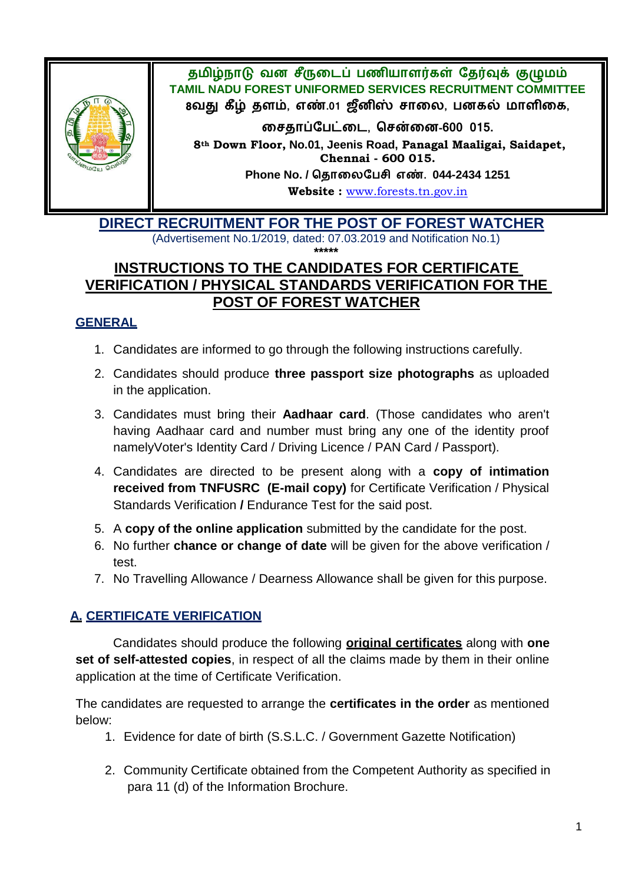**தமிழ்நாடு வன சீருடைப் பணியாளர்கள் தேர்வுக் குழுமம்**

**TAMIL NADU FOREST UNIFORMED SERVICES RECRUITMENT COMMITTEE**

**8வது கீழ் தளம், எண்.01 ஜீனிஸ் சாலை, பனகல் மாளிகை,**

**சைதாப்பேட்டை, சென்னை-600 015.**

**8th Down Floor, No.01, Jeenis Road, Panagal Maaligai, Saidapet, Chennai - 600 015.**

**Phone No. / தொலைபேசி எண். 044-2434 1251**

**Website :** www.forests.tn.gov.in

## DIRECT RECRUITMENT FOR THE POST OF FOREST WATCHER

(Advertisement No.1/2019, dated: 07.03.2019 and Notification No.1)

*****

## INSTRUCTIONS TO THE CANDIDATES FOR CERTIFICATE VERIFICATION / PHYSICAL STANDARDS VERIFICATION FOR THE POST OF FOREST WATCHER

### GENERAL

1. Candidates are informed to go through the following instructions carefully.
2. Candidates should produce **three passport size photographs** as uploaded in the application.
3. Candidates must bring their **Aadhaar card**. (Those candidates who aren't having Aadhaar card and number must bring any one of the identity proof namelyVoter's Identity Card / Driving Licence / PAN Card / Passport).
4. Candidates are directed to be present along with a **copy of intimation received from TNFUSRC (E-mail copy)** for Certificate Verification / Physical Standards Verification **/** Endurance Test for the said post.
5. A **copy of the online application** submitted by the candidate for the post.
6. No further **chance or change of date** will be given for the above verification / test.
7. No Travelling Allowance / Dearness Allowance shall be given for this purpose.

### A. CERTIFICATE VERIFICATION

Candidates should produce the following **original certificates** along with **one set of self-attested copies**, in respect of all the claims made by them in their online application at the time of Certificate Verification.

The candidates are requested to arrange the **certificates in the order** as mentioned below:

1. Evidence for date of birth (S.S.L.C. / Government Gazette Notification)
2. Community Certificate obtained from the Competent Authority as specified in para 11 (d) of the Information Brochure.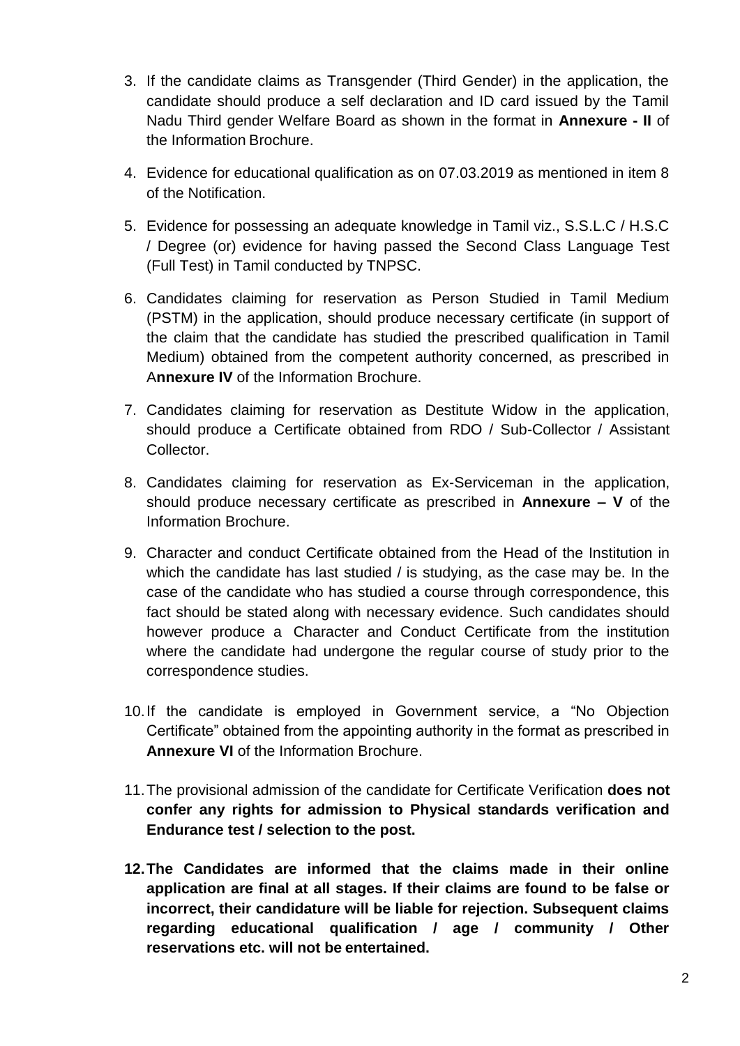3. If the candidate claims as Transgender (Third Gender) in the application, the candidate should produce a self declaration and ID card issued by the Tamil Nadu Third gender Welfare Board as shown in the format in **Annexure - II** of the Information Brochure.

4. Evidence for educational qualification as on 07.03.2019 as mentioned in item 8 of the Notification.

5. Evidence for possessing an adequate knowledge in Tamil viz., S.S.L.C / H.S.C / Degree (or) evidence for having passed the Second Class Language Test (Full Test) in Tamil conducted by TNPSC.

6. Candidates claiming for reservation as Person Studied in Tamil Medium (PSTM) in the application, should produce necessary certificate (in support of the claim that the candidate has studied the prescribed qualification in Tamil Medium) obtained from the competent authority concerned, as prescribed in A**nnexure IV** of the Information Brochure.

7. Candidates claiming for reservation as Destitute Widow in the application, should produce a Certificate obtained from RDO / Sub-Collector / Assistant Collector.

8. Candidates claiming for reservation as Ex-Serviceman in the application, should produce necessary certificate as prescribed in **Annexure – V** of the Information Brochure.

9. Character and conduct Certificate obtained from the Head of the Institution in which the candidate has last studied / is studying, as the case may be. In the case of the candidate who has studied a course through correspondence, this fact should be stated along with necessary evidence. Such candidates should however produce a Character and Conduct Certificate from the institution where the candidate had undergone the regular course of study prior to the correspondence studies.

10. If the candidate is employed in Government service, a "No Objection Certificate" obtained from the appointing authority in the format as prescribed in **Annexure VI** of the Information Brochure.

11. The provisional admission of the candidate for Certificate Verification **does not confer any rights for admission to Physical standards verification and Endurance test / selection to the post.**

12. **The Candidates are informed that the claims made in their online application are final at all stages. If their claims are found to be false or incorrect, their candidature will be liable for rejection. Subsequent claims regarding educational qualification / age / community / Other reservations etc. will not be entertained.**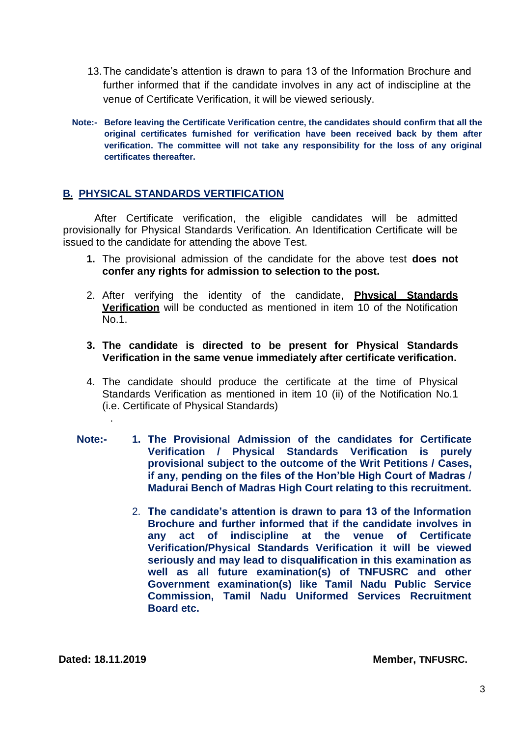13. The candidate's attention is drawn to para 13 of the Information Brochure and further informed that if the candidate involves in any act of indiscipline at the venue of Certificate Verification, it will be viewed seriously.

**Note:- Before leaving the Certificate Verification centre, the candidates should confirm that all the original certificates furnished for verification have been received back by them after verification. The committee will not take any responsibility for the loss of any original certificates thereafter.**

## B. PHYSICAL STANDARDS VERTIFICATION

After Certificate verification, the eligible candidates will be admitted provisionally for Physical Standards Verification. An Identification Certificate will be issued to the candidate for attending the above Test.

1. The provisional admission of the candidate for the above test **does not confer any rights for admission to selection to the post.**

2. After verifying the identity of the candidate, **Physical Standards Verification** will be conducted as mentioned in item 10 of the Notification No.1.

3. **The candidate is directed to be present for Physical Standards Verification in the same venue immediately after certificate verification.**

4. The candidate should produce the certificate at the time of Physical Standards Verification as mentioned in item 10 (ii) of the Notification No.1 (i.e. Certificate of Physical Standards)

.

**Note:-**

1. **The Provisional Admission of the candidates for Certificate Verification / Physical Standards Verification is purely provisional subject to the outcome of the Writ Petitions / Cases, if any, pending on the files of the Hon'ble High Court of Madras / Madurai Bench of Madras High Court relating to this recruitment.**

2. **The candidate's attention is drawn to para 13 of the Information Brochure and further informed that if the candidate involves in any act of indiscipline at the venue of Certificate Verification/Physical Standards Verification it will be viewed seriously and may lead to disqualification in this examination as well as all future examination(s) of TNFUSRC and other Government examination(s) like Tamil Nadu Public Service Commission, Tamil Nadu Uniformed Services Recruitment Board etc.**

**Dated: 18.11.2019** **Member, TNFUSRC.**